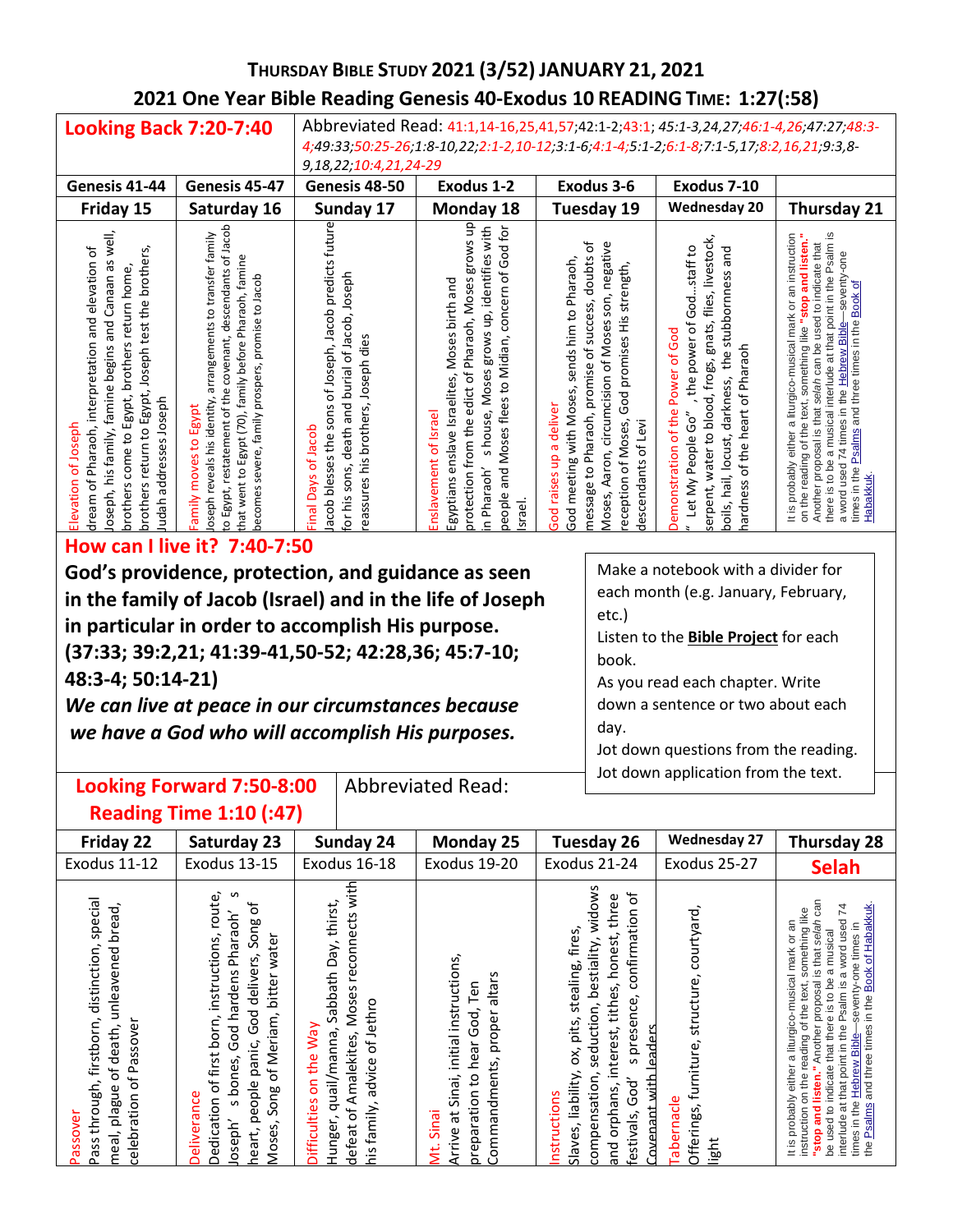# Thursday Bible Study 2021 (3/52) January 21, 2021

## 2021 One Year Bible Reading Genesis 40-Exodus 10 Reading Time: 1:27(:58)

**Looking Back 7:20-7:40**

Abbreviated Read: 41:1,14-16,25,41,57;42:1-2;43:1; 45:1-3,24,27;46:1-4,26;47:27;48:3-4;49:33;50:25-26;1:8-10,22;2:1-2,10-12;3:1-6;4:1-4;5:1-2;6:1-8;7:1-5,17;8:2,16,21;9:3,8-9,18,22;10:4,21,24-29

| Genesis 41-44 | Genesis 45-47 | Genesis 48-50 | Exodus 1-2 | Exodus 3-6 | Exodus 7-10 | |
|---|---|---|---|---|---|---|
| Friday 15 | Saturday 16 | Sunday 17 | Monday 18 | Tuesday 19 | Wednesday 20 | Thursday 21 |
| Elevation of Joseph<br>dream of Pharaoh, interpretation and elevation of Joseph, his family, famine begins and Canaan as well, brothers come to Egypt, brothers return home, brothers return to Egypt, Joseph test the brothers, Judah addresses Joseph | Family moves to Egypt<br>Joseph reveals his identity, arrangements to transfer family to Egypt, restatement of the covenant, descendants of Jacob that went to Egypt (70), family before Pharaoh, famine becomes severe, family prospers, promise to Jacob | Final Days of Jacob<br>Jacob blesses the sons of Joseph, Jacob predicts future for his sons, death and burial of Jacob, Joseph reassures his brothers, Joseph dies | Enslavement of Israel<br>Egyptians enslave Israelites, Moses birth and protection from the edict of Pharaoh, Moses grows up in Pharaoh's house, Moses grows up, identifies with people and Moses flees to Midian, concern of God for Israel. | God raises up a deliver<br>God meeting with Moses, sends him to Pharaoh, message to Pharaoh, promise of success, doubts of Moses, Aaron, circumcision of Moses son, negative reception of Moses, God promises His strength, descendants of Levi | Demonstration of the Power of God<br>"Let My People Go", the power of God…staff to serpent, water to blood, frogs, gnats, flies, livestock, boils, hail, locust, darkness, the stubbornness and hardness of the heart of Pharaoh | It is probably either a liturgico-musical mark or an instruction on the reading of the text, something like **"stop and listen."** Another proposal is that *selah* can be used to indicate that there is to be a musical interlude at that point in the Psalm is a word used 74 times in the Hebrew Bible—seventy-one times in the Psalms and three times in the Book of Habakkuk. |

**How can I live it? 7:40-7:50**

**God's providence, protection, and guidance as seen in the family of Jacob (Israel) and in the life of Joseph in particular in order to accomplish His purpose. (37:33; 39:2,21; 41:39-41,50-52; 42:28,36; 45:7-10; 48:3-4; 50:14-21)**

***We can live at peace in our circumstances because we have a God who will accomplish His purposes.***

Make a notebook with a divider for each month (e.g. January, February, etc.)
Listen to the **Bible Project** for each book.
As you read each chapter. Write down a sentence or two about each day.
Jot down questions from the reading.
Jot down application from the text.

**Looking Forward 7:50-8:00**
**Reading Time 1:10 (:47)**

Abbreviated Read:

| Friday 22 | Saturday 23 | Sunday 24 | Monday 25 | Tuesday 26 | Wednesday 27 | Thursday 28 |
|---|---|---|---|---|---|---|
| Exodus 11-12 | Exodus 13-15 | Exodus 16-18 | Exodus 19-20 | Exodus 21-24 | Exodus 25-27 | Selah |
| Passover<br>Pass through, firstborn, distinction, special meal, plague of death, unleavened bread, celebration of Passover | Deliverance<br>Dedication of first born, instructions, route, Joseph's bones, God hardens Pharaoh's heart, people panic, God delivers, Song of Moses, Song of Meriam, bitter water | Difficulties on the Way<br>Hunger, quail/manna, Sabbath Day, thirst, defeat of Amalekites, Moses reconnects with his family, advice of Jethro | Mt. Sinai<br>Arrive at Sinai, initial instructions, preparation to hear God, Ten Commandments, proper altars | Instructions<br>Slaves, liability, ox, pits, stealing, fires, compensation, seduction, bestiality, widows and orphans, interest, tithes, honest, three festivals, God's presence, confirmation of Covenant with leaders | Tabernacle<br>Offerings, furniture, structure, courtyard, light | It is probably either a liturgico-musical mark or an instruction on the reading of the text, something like **"stop and listen."** Another proposal is that *selah* can be used to indicate that there is to be a musical interlude at that point in the Psalm is a word used 74 times in the Hebrew Bible—seventy-one times in the Psalms and three times in the Book of Habakkuk. |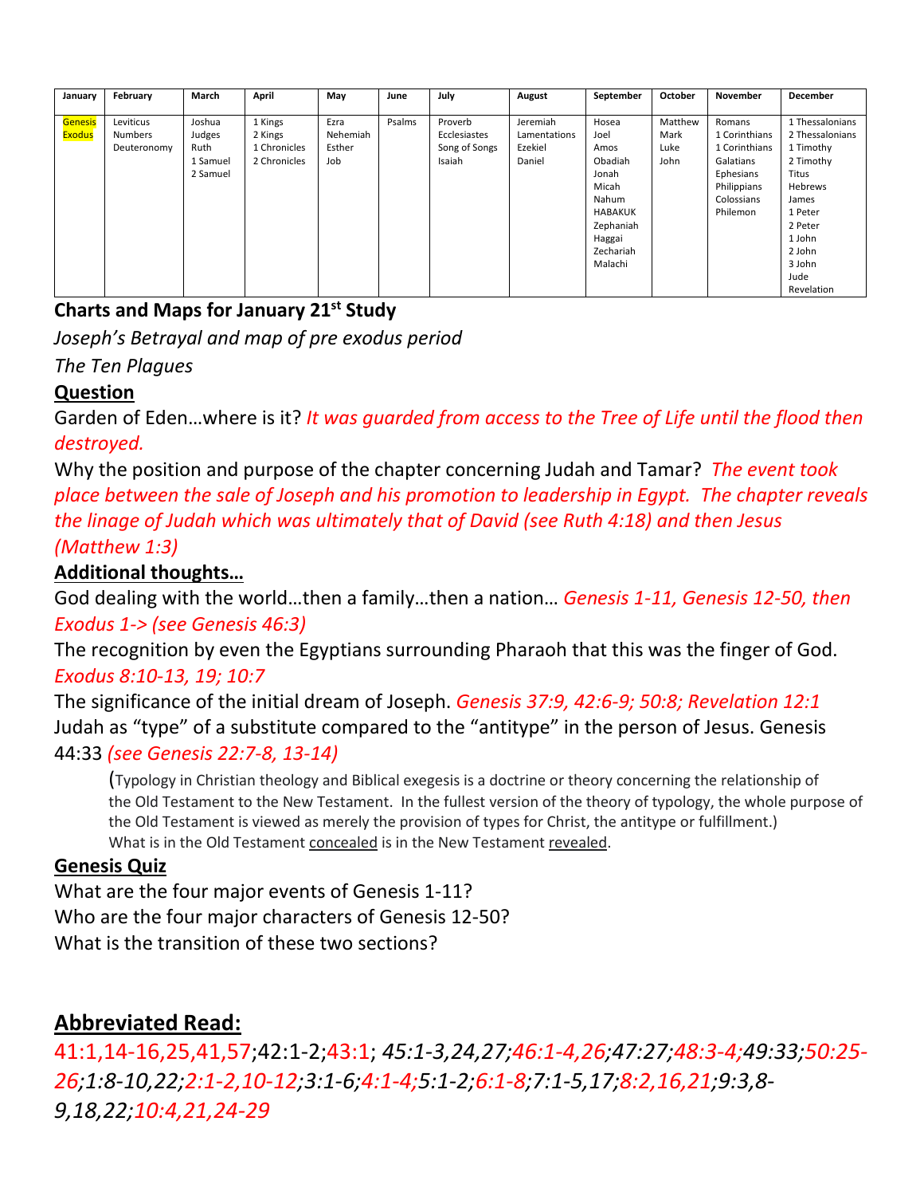| January | February | March | April | May | June | July | August | September | October | November | December |
|---|---|---|---|---|---|---|---|---|---|---|---|
| Genesis<br>Exodus | Leviticus<br>Numbers<br>Deuteronomy | Joshua<br>Judges<br>Ruth<br>1 Samuel<br>2 Samuel | 1 Kings<br>2 Kings<br>1 Chronicles<br>2 Chronicles | Ezra<br>Nehemiah<br>Esther<br>Job | Psalms | Proverb<br>Ecclesiastes<br>Song of Songs<br>Isaiah | Jeremiah<br>Lamentations<br>Ezekiel<br>Daniel | Hosea<br>Joel<br>Amos<br>Obadiah<br>Jonah<br>Micah<br>Nahum<br>HABAKUK<br>Zephaniah<br>Haggai<br>Zechariah<br>Malachi | Matthew<br>Mark<br>Luke<br>John | Romans<br>1 Corinthians<br>1 Corinthians<br>Galatians<br>Ephesians<br>Philippians<br>Colossians<br>Philemon | 1 Thessalonians<br>2 Thessalonians<br>1 Timothy<br>2 Timothy<br>Titus<br>Hebrews<br>James<br>1 Peter<br>2 Peter<br>1 John<br>2 John<br>3 John<br>Jude<br>Revelation |

**Charts and Maps for January 21st Study**

*Joseph's Betrayal and map of pre exodus period*

*The Ten Plagues*

**Question**

Garden of Eden…where is it? *It was guarded from access to the Tree of Life until the flood then destroyed.*

Why the position and purpose of the chapter concerning Judah and Tamar? *The event took place between the sale of Joseph and his promotion to leadership in Egypt. The chapter reveals the linage of Judah which was ultimately that of David (see Ruth 4:18) and then Jesus (Matthew 1:3)*

**Additional thoughts…**

God dealing with the world…then a family…then a nation… *Genesis 1-11, Genesis 12-50, then Exodus 1-> (see Genesis 46:3)*

The recognition by even the Egyptians surrounding Pharaoh that this was the finger of God. *Exodus 8:10-13, 19; 10:7*

The significance of the initial dream of Joseph. *Genesis 37:9, 42:6-9; 50:8; Revelation 12:1*

Judah as "type" of a substitute compared to the "antitype" in the person of Jesus. Genesis 44:33 *(see Genesis 22:7-8, 13-14)*

(Typology in Christian theology and Biblical exegesis is a doctrine or theory concerning the relationship of the Old Testament to the New Testament. In the fullest version of the theory of typology, the whole purpose of the Old Testament is viewed as merely the provision of types for Christ, the antitype or fulfillment.)
What is in the Old Testament concealed is in the New Testament revealed.

**Genesis Quiz**

What are the four major events of Genesis 1-11?

Who are the four major characters of Genesis 12-50?

What is the transition of these two sections?

## Abbreviated Read:

41:1,14-16,25,41,57;42:1-2;43:1; *45:1-3,24,27;46:1-4,26;47:27;48:3-4;49:33;50:25-26;1:8-10,22;2:1-2,10-12;3:1-6;4:1-4;5:1-2;6:1-8;7:1-5,17;8:2,16,21;9:3,8-9,18,22;10:4,21,24-29*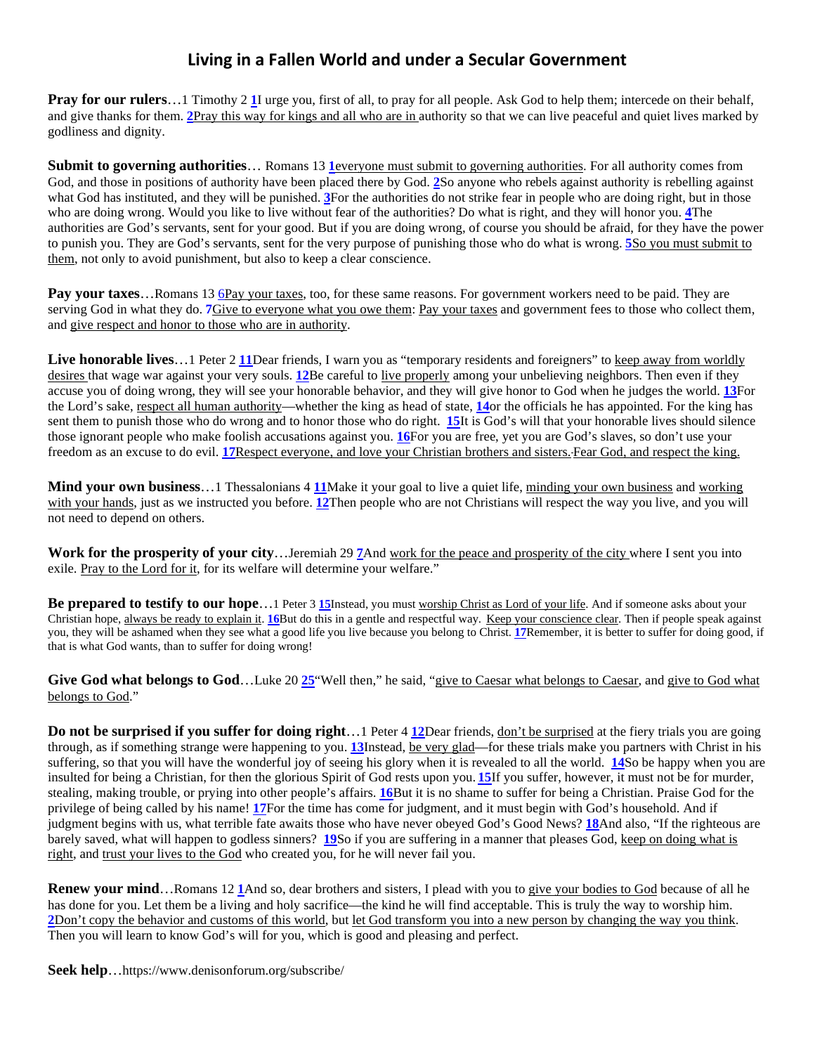# Living in a Fallen World and under a Secular Government

**Pray for our rulers**…1 Timothy 2 **1**I urge you, first of all, to pray for all people. Ask God to help them; intercede on their behalf, and give thanks for them. **2**Pray this way for kings and all who are in authority so that we can live peaceful and quiet lives marked by godliness and dignity.

**Submit to governing authorities**… Romans 13 **1**everyone must submit to governing authorities. For all authority comes from God, and those in positions of authority have been placed there by God. **2**So anyone who rebels against authority is rebelling against what God has instituted, and they will be punished. **3**For the authorities do not strike fear in people who are doing right, but in those who are doing wrong. Would you like to live without fear of the authorities? Do what is right, and they will honor you. **4**The authorities are God's servants, sent for your good. But if you are doing wrong, of course you should be afraid, for they have the power to punish you. They are God's servants, sent for the very purpose of punishing those who do what is wrong. **5**So you must submit to them, not only to avoid punishment, but also to keep a clear conscience.

**Pay your taxes**…Romans 13 6Pay your taxes, too, for these same reasons. For government workers need to be paid. They are serving God in what they do. **7**Give to everyone what you owe them: Pay your taxes and government fees to those who collect them, and give respect and honor to those who are in authority.

**Live honorable lives**…1 Peter 2 **11**Dear friends, I warn you as "temporary residents and foreigners" to keep away from worldly desires that wage war against your very souls. **12**Be careful to live properly among your unbelieving neighbors. Then even if they accuse you of doing wrong, they will see your honorable behavior, and they will give honor to God when he judges the world. **13**For the Lord's sake, respect all human authority—whether the king as head of state, **14**or the officials he has appointed. For the king has sent them to punish those who do wrong and to honor those who do right. **15**It is God's will that your honorable lives should silence those ignorant people who make foolish accusations against you. **16**For you are free, yet you are God's slaves, so don't use your freedom as an excuse to do evil. **17**Respect everyone, and love your Christian brothers and sisters. Fear God, and respect the king.

**Mind your own business**…1 Thessalonians 4 **11**Make it your goal to live a quiet life, minding your own business and working with your hands, just as we instructed you before. **12**Then people who are not Christians will respect the way you live, and you will not need to depend on others.

**Work for the prosperity of your city**…Jeremiah 29 **7**And work for the peace and prosperity of the city where I sent you into exile. Pray to the Lord for it, for its welfare will determine your welfare."

**Be prepared to testify to our hope**…1 Peter 3 **15**Instead, you must worship Christ as Lord of your life. And if someone asks about your Christian hope, always be ready to explain it. **16**But do this in a gentle and respectful way. Keep your conscience clear. Then if people speak against you, they will be ashamed when they see what a good life you live because you belong to Christ. **17**Remember, it is better to suffer for doing good, if that is what God wants, than to suffer for doing wrong!

**Give God what belongs to God**…Luke 20 **25**"Well then," he said, "give to Caesar what belongs to Caesar, and give to God what belongs to God."

**Do not be surprised if you suffer for doing right**…1 Peter 4 **12**Dear friends, don't be surprised at the fiery trials you are going through, as if something strange were happening to you. **13**Instead, be very glad—for these trials make you partners with Christ in his suffering, so that you will have the wonderful joy of seeing his glory when it is revealed to all the world. **14**So be happy when you are insulted for being a Christian, for then the glorious Spirit of God rests upon you. **15**If you suffer, however, it must not be for murder, stealing, making trouble, or prying into other people's affairs. **16**But it is no shame to suffer for being a Christian. Praise God for the privilege of being called by his name! **17**For the time has come for judgment, and it must begin with God's household. And if judgment begins with us, what terrible fate awaits those who have never obeyed God's Good News? **18**And also, "If the righteous are barely saved, what will happen to godless sinners? **19**So if you are suffering in a manner that pleases God, keep on doing what is right, and trust your lives to the God who created you, for he will never fail you.

**Renew your mind**…Romans 12 **1**And so, dear brothers and sisters, I plead with you to give your bodies to God because of all he has done for you. Let them be a living and holy sacrifice—the kind he will find acceptable. This is truly the way to worship him. **2**Don't copy the behavior and customs of this world, but let God transform you into a new person by changing the way you think. Then you will learn to know God's will for you, which is good and pleasing and perfect.

**Seek help**…https://www.denisonforum.org/subscribe/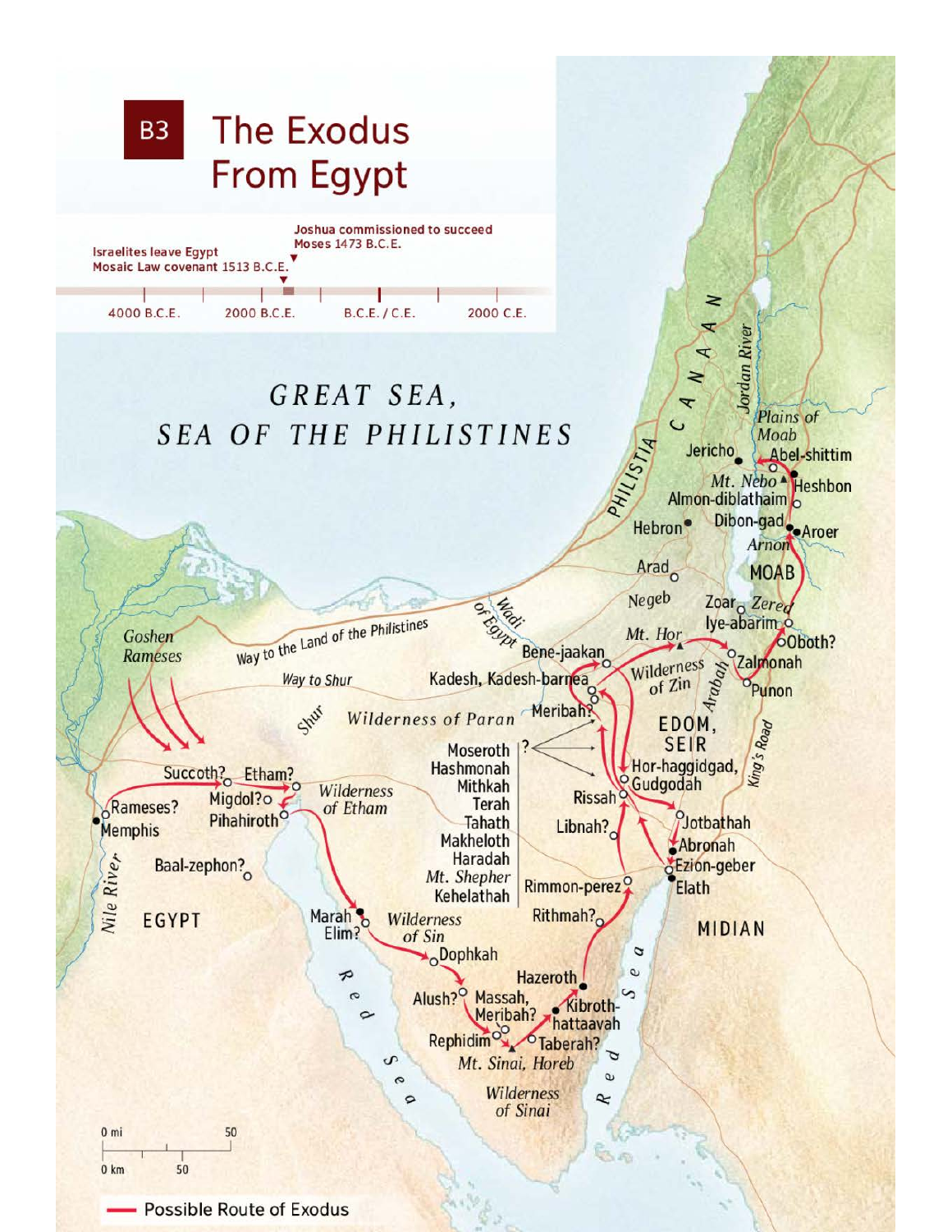# B3 The Exodus From Egypt

Israelites leave Egypt
Mosaic Law covenant 1513 B.C.E.

Joshua commissioned to succeed Moses 1473 B.C.E.

4000 B.C.E. | 2000 B.C.E. | B.C.E. / C.E. | 2000 C.E.

*GREAT SEA, SEA OF THE PHILISTINES*

CANAAN

Jordan River

Plains of Moab

Jericho

Abel-shittim

Mt. Nebo

Heshbon

Almon-diblathaim

PHILISTIA

Hebron

Dibon-gad

Aroer

Arnon

Arad

MOAB

Negeb

Zoar

Zered

Wadi of Egypt

Mt. Hor

Iye-abarim

Oboth?

Goshen

Rameses

Way to the Land of the Philistines

Bene-jaakan

Wilderness of Zin

Zalmonah

Way to Shur

Kadesh, Kadesh-barnea

Arabah

Punon

Shur

Wilderness of Paran

Meribah?

EDOM, SEIR

Moseroth

Hashmonah

Mithkah

Terah

Tahath

Makheloth

Haradah

Mt. Shepher

Kehelathah

Hor-haggidgad, Gudgodah

King's Road

Succoth?

Etham?

Wilderness of Etham

Rissah

Rameses?

Memphis

Migdol?

Pihahiroth

Libnah?

Jotbathah

Abronah

Ezion-geber

Baal-zephon?

Rimmon-perez

Elath

Nile River

EGYPT

Marah

Elim?

Wilderness of Sin

Rithmah?

MIDIAN

Dophkah

Red Sea

Hazeroth

Alush?

Massah, Meribah?

Kibroth-hattaavah

Rephidim

Taberah?

Mt. Sinai, Horeb

Wilderness of Sinai

0 mi 50

0 km 50

Possible Route of Exodus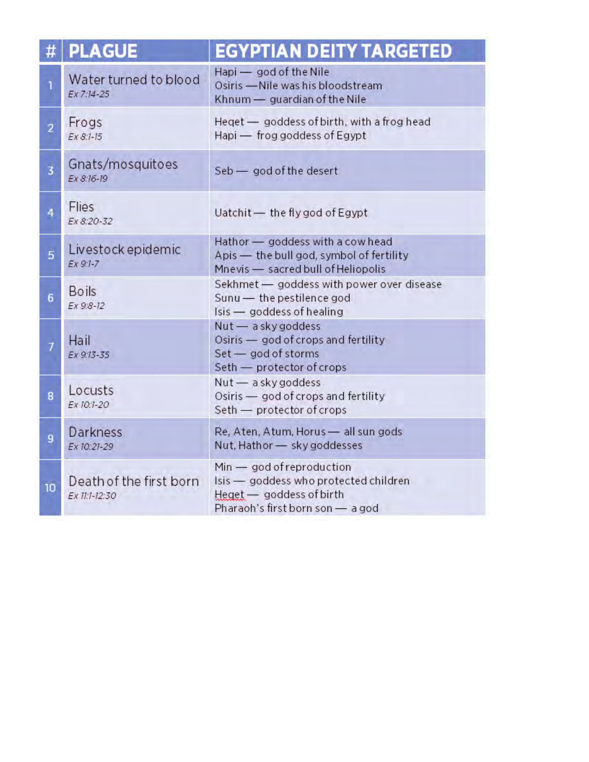| # | PLAGUE | EGYPTIAN DEITY TARGETED |
|---|---|---|
| 1 | Water turned to blood<br>*Ex 7:14-25* | Hapi — god of the Nile<br>Osiris —Nile was his bloodstream<br>Khnum — guardian of the Nile |
| 2 | Frogs<br>*Ex 8:1-15* | Heqet — goddess of birth, with a frog head<br>Hapi — frog goddess of Egypt |
| 3 | Gnats/mosquitoes<br>*Ex 8:16-19* | Seb — god of the desert |
| 4 | Flies<br>*Ex 8:20-32* | Uatchit — the fly god of Egypt |
| 5 | Livestock epidemic<br>*Ex 9:1-7* | Hathor — goddess with a cow head<br>Apis — the bull god, symbol of fertility<br>Mnevis — sacred bull of Heliopolis |
| 6 | Boils<br>*Ex 9:8-12* | Sekhmet — goddess with power over disease<br>Sunu — the pestilence god<br>Isis — goddess of healing |
| 7 | Hail<br>*Ex 9:13-35* | Nut — a sky goddess<br>Osiris — god of crops and fertility<br>Set — god of storms<br>Seth — protector of crops |
| 8 | Locusts<br>*Ex 10:1-20* | Nut — a sky goddess<br>Osiris — god of crops and fertility<br>Seth — protector of crops |
| 9 | Darkness<br>*Ex 10:21-29* | Re, Aten, Atum, Horus — all sun gods<br>Nut, Hathor — sky goddesses |
| 10 | Death of the first born<br>*Ex 11:1-12:30* | Min — god of reproduction<br>Isis — goddess who protected children<br>Heqet — goddess of birth<br>Pharaoh's first born son — a god |